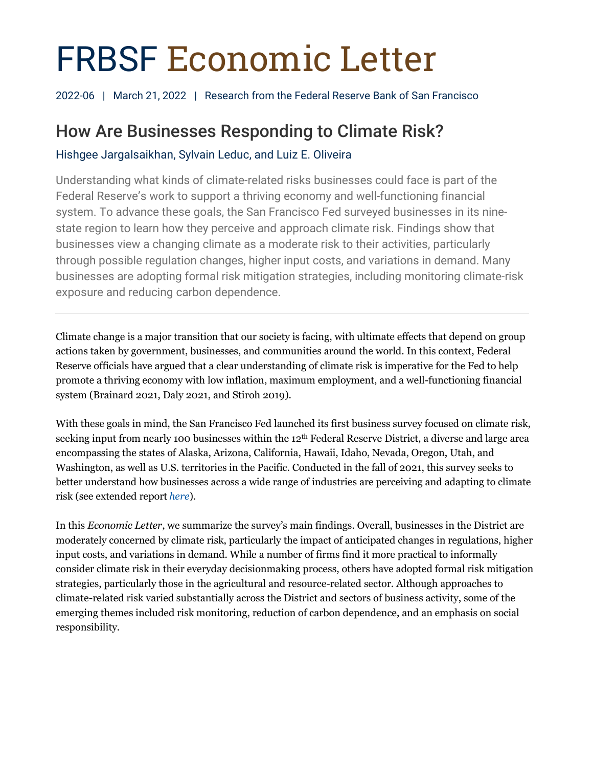# FRBSF Economic Letter

2022-06 | March 21, 2022 | Research from the Federal Reserve Bank of San Francisco

## How Are Businesses Responding to Climate Risk?

Hishgee Jargalsaikhan, Sylvain Leduc, and Luiz E. Oliveira

Understanding what kinds of climate-related risks businesses could face is part of the Federal Reserve's work to support a thriving economy and well-functioning financial system. To advance these goals, the San Francisco Fed surveyed businesses in its nine-state region to learn how they perceive and approach climate risk. Findings show that businesses view a changing climate as a moderate risk to their activities, particularly through possible regulation changes, higher input costs, and variations in demand. Many businesses are adopting formal risk mitigation strategies, including monitoring climate-risk exposure and reducing carbon dependence.

---

Climate change is a major transition that our society is facing, with ultimate effects that depend on group actions taken by government, businesses, and communities around the world. In this context, Federal Reserve officials have argued that a clear understanding of climate risk is imperative for the Fed to help promote a thriving economy with low inflation, maximum employment, and a well-functioning financial system (Brainard 2021, Daly 2021, and Stiroh 2019).

With these goals in mind, the San Francisco Fed launched its first business survey focused on climate risk, seeking input from nearly 100 businesses within the 12th Federal Reserve District, a diverse and large area encompassing the states of Alaska, Arizona, California, Hawaii, Idaho, Nevada, Oregon, Utah, and Washington, as well as U.S. territories in the Pacific. Conducted in the fall of 2021, this survey seeks to better understand how businesses across a wide range of industries are perceiving and adapting to climate risk (see extended report *here*).

In this *Economic Letter*, we summarize the survey's main findings. Overall, businesses in the District are moderately concerned by climate risk, particularly the impact of anticipated changes in regulations, higher input costs, and variations in demand. While a number of firms find it more practical to informally consider climate risk in their everyday decisionmaking process, others have adopted formal risk mitigation strategies, particularly those in the agricultural and resource-related sector. Although approaches to climate-related risk varied substantially across the District and sectors of business activity, some of the emerging themes included risk monitoring, reduction of carbon dependence, and an emphasis on social responsibility.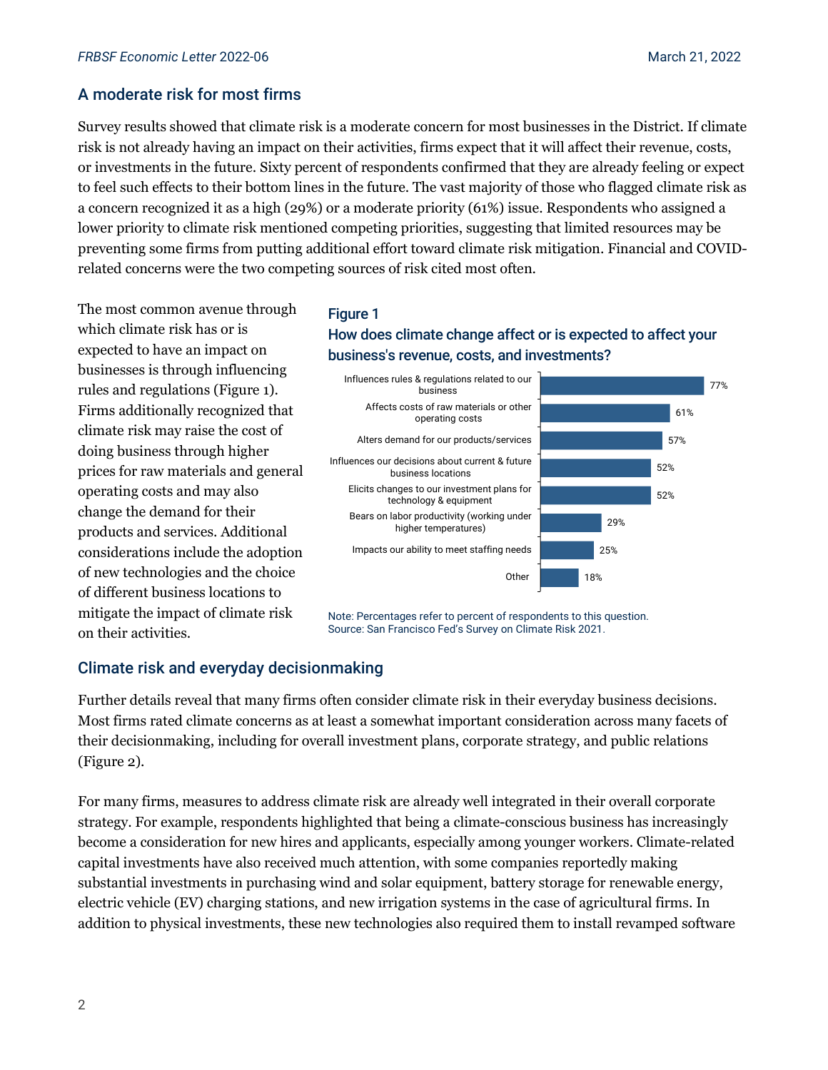## A moderate risk for most firms

Survey results showed that climate risk is a moderate concern for most businesses in the District. If climate risk is not already having an impact on their activities, firms expect that it will affect their revenue, costs, or investments in the future. Sixty percent of respondents confirmed that they are already feeling or expect to feel such effects to their bottom lines in the future. The vast majority of those who flagged climate risk as a concern recognized it as a high (29%) or a moderate priority (61%) issue. Respondents who assigned a lower priority to climate risk mentioned competing priorities, suggesting that limited resources may be preventing some firms from putting additional effort toward climate risk mitigation. Financial and COVID-related concerns were the two competing sources of risk cited most often.

The most common avenue through which climate risk has or is expected to have an impact on businesses is through influencing rules and regulations (Figure 1). Firms additionally recognized that climate risk may raise the cost of doing business through higher prices for raw materials and general operating costs and may also change the demand for their products and services. Additional considerations include the adoption of new technologies and the choice of different business locations to mitigate the impact of climate risk on their activities.

**Figure 1**

**How does climate change affect or is expected to affect your business's revenue, costs, and investments?**

| Response | Percent |
|---|---|
| Influences rules & regulations related to our business | 77% |
| Affects costs of raw materials or other operating costs | 61% |
| Alters demand for our products/services | 57% |
| Influences our decisions about current & future business locations | 52% |
| Elicits changes to our investment plans for technology & equipment | 52% |
| Bears on labor productivity (working under higher temperatures) | 29% |
| Impacts our ability to meet staffing needs | 25% |
| Other | 18% |

Note: Percentages refer to percent of respondents to this question.
Source: San Francisco Fed's Survey on Climate Risk 2021.

## Climate risk and everyday decisionmaking

Further details reveal that many firms often consider climate risk in their everyday business decisions. Most firms rated climate concerns as at least a somewhat important consideration across many facets of their decisionmaking, including for overall investment plans, corporate strategy, and public relations (Figure 2).

For many firms, measures to address climate risk are already well integrated in their overall corporate strategy. For example, respondents highlighted that being a climate-conscious business has increasingly become a consideration for new hires and applicants, especially among younger workers. Climate-related capital investments have also received much attention, with some companies reportedly making substantial investments in purchasing wind and solar equipment, battery storage for renewable energy, electric vehicle (EV) charging stations, and new irrigation systems in the case of agricultural firms. In addition to physical investments, these new technologies also required them to install revamped software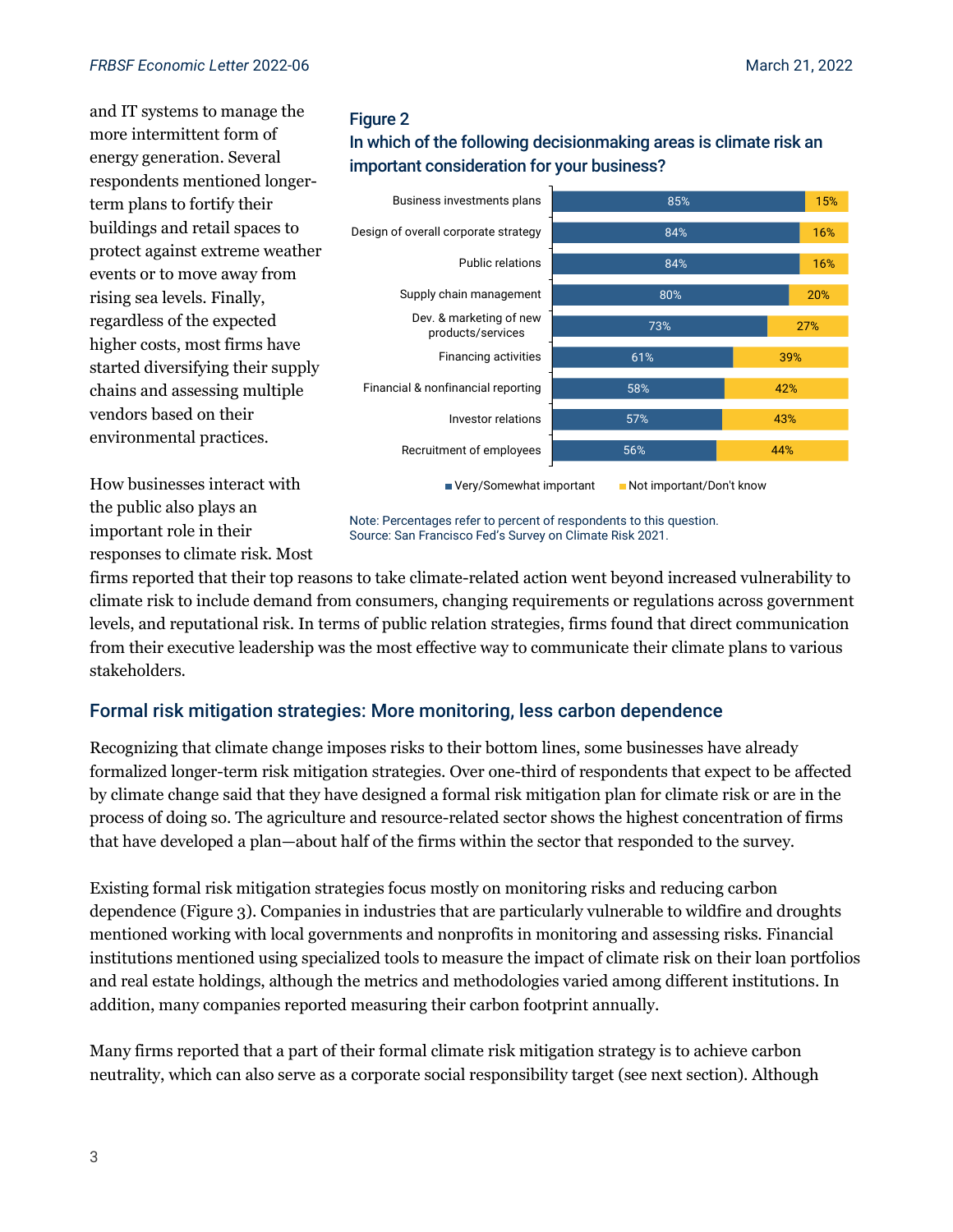and IT systems to manage the more intermittent form of energy generation. Several respondents mentioned longer-term plans to fortify their buildings and retail spaces to protect against extreme weather events or to move away from rising sea levels. Finally, regardless of the expected higher costs, most firms have started diversifying their supply chains and assessing multiple vendors based on their environmental practices.

**Figure 2**
**In which of the following decisionmaking areas is climate risk an important consideration for your business?**

| | Very/Somewhat important | Not important/Don't know |
|---|---|---|
| Business investments plans | 85% | 15% |
| Design of overall corporate strategy | 84% | 16% |
| Public relations | 84% | 16% |
| Supply chain management | 80% | 20% |
| Dev. & marketing of new products/services | 73% | 27% |
| Financing activities | 61% | 39% |
| Financial & nonfinancial reporting | 58% | 42% |
| Investor relations | 57% | 43% |
| Recruitment of employees | 56% | 44% |

Note: Percentages refer to percent of respondents to this question.
Source: San Francisco Fed's Survey on Climate Risk 2021.

How businesses interact with the public also plays an important role in their responses to climate risk. Most firms reported that their top reasons to take climate-related action went beyond increased vulnerability to climate risk to include demand from consumers, changing requirements or regulations across government levels, and reputational risk. In terms of public relation strategies, firms found that direct communication from their executive leadership was the most effective way to communicate their climate plans to various stakeholders.

## Formal risk mitigation strategies: More monitoring, less carbon dependence

Recognizing that climate change imposes risks to their bottom lines, some businesses have already formalized longer-term risk mitigation strategies. Over one-third of respondents that expect to be affected by climate change said that they have designed a formal risk mitigation plan for climate risk or are in the process of doing so. The agriculture and resource-related sector shows the highest concentration of firms that have developed a plan—about half of the firms within the sector that responded to the survey.

Existing formal risk mitigation strategies focus mostly on monitoring risks and reducing carbon dependence (Figure 3). Companies in industries that are particularly vulnerable to wildfire and droughts mentioned working with local governments and nonprofits in monitoring and assessing risks. Financial institutions mentioned using specialized tools to measure the impact of climate risk on their loan portfolios and real estate holdings, although the metrics and methodologies varied among different institutions. In addition, many companies reported measuring their carbon footprint annually.

Many firms reported that a part of their formal climate risk mitigation strategy is to achieve carbon neutrality, which can also serve as a corporate social responsibility target (see next section). Although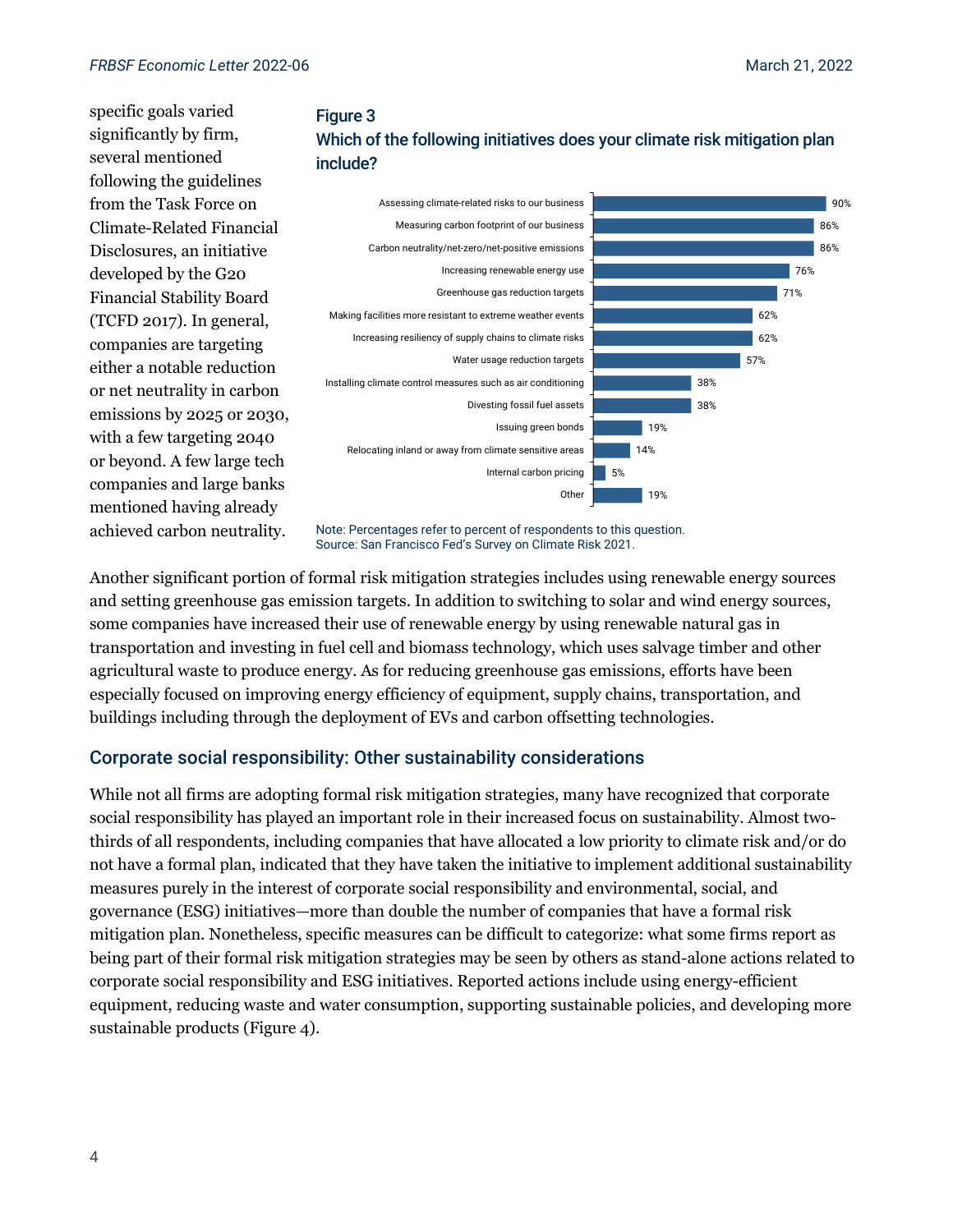specific goals varied significantly by firm, several mentioned following the guidelines from the Task Force on Climate-Related Financial Disclosures, an initiative developed by the G20 Financial Stability Board (TCFD 2017). In general, companies are targeting either a notable reduction or net neutrality in carbon emissions by 2025 or 2030, with a few targeting 2040 or beyond. A few large tech companies and large banks mentioned having already achieved carbon neutrality.

**Figure 3**
**Which of the following initiatives does your climate risk mitigation plan include?**

| Initiative | Percent |
|---|---|
| Assessing climate-related risks to our business | 90% |
| Measuring carbon footprint of our business | 86% |
| Carbon neutrality/net-zero/net-positive emissions | 86% |
| Increasing renewable energy use | 76% |
| Greenhouse gas reduction targets | 71% |
| Making facilities more resistant to extreme weather events | 62% |
| Increasing resiliency of supply chains to climate risks | 62% |
| Water usage reduction targets | 57% |
| Installing climate control measures such as air conditioning | 38% |
| Divesting fossil fuel assets | 38% |
| Issuing green bonds | 19% |
| Relocating inland or away from climate sensitive areas | 14% |
| Internal carbon pricing | 5% |
| Other | 19% |

Note: Percentages refer to percent of respondents to this question.
Source: San Francisco Fed's Survey on Climate Risk 2021.

Another significant portion of formal risk mitigation strategies includes using renewable energy sources and setting greenhouse gas emission targets. In addition to switching to solar and wind energy sources, some companies have increased their use of renewable energy by using renewable natural gas in transportation and investing in fuel cell and biomass technology, which uses salvage timber and other agricultural waste to produce energy. As for reducing greenhouse gas emissions, efforts have been especially focused on improving energy efficiency of equipment, supply chains, transportation, and buildings including through the deployment of EVs and carbon offsetting technologies.

## Corporate social responsibility: Other sustainability considerations

While not all firms are adopting formal risk mitigation strategies, many have recognized that corporate social responsibility has played an important role in their increased focus on sustainability. Almost two-thirds of all respondents, including companies that have allocated a low priority to climate risk and/or do not have a formal plan, indicated that they have taken the initiative to implement additional sustainability measures purely in the interest of corporate social responsibility and environmental, social, and governance (ESG) initiatives—more than double the number of companies that have a formal risk mitigation plan. Nonetheless, specific measures can be difficult to categorize: what some firms report as being part of their formal risk mitigation strategies may be seen by others as stand-alone actions related to corporate social responsibility and ESG initiatives. Reported actions include using energy-efficient equipment, reducing waste and water consumption, supporting sustainable policies, and developing more sustainable products (Figure 4).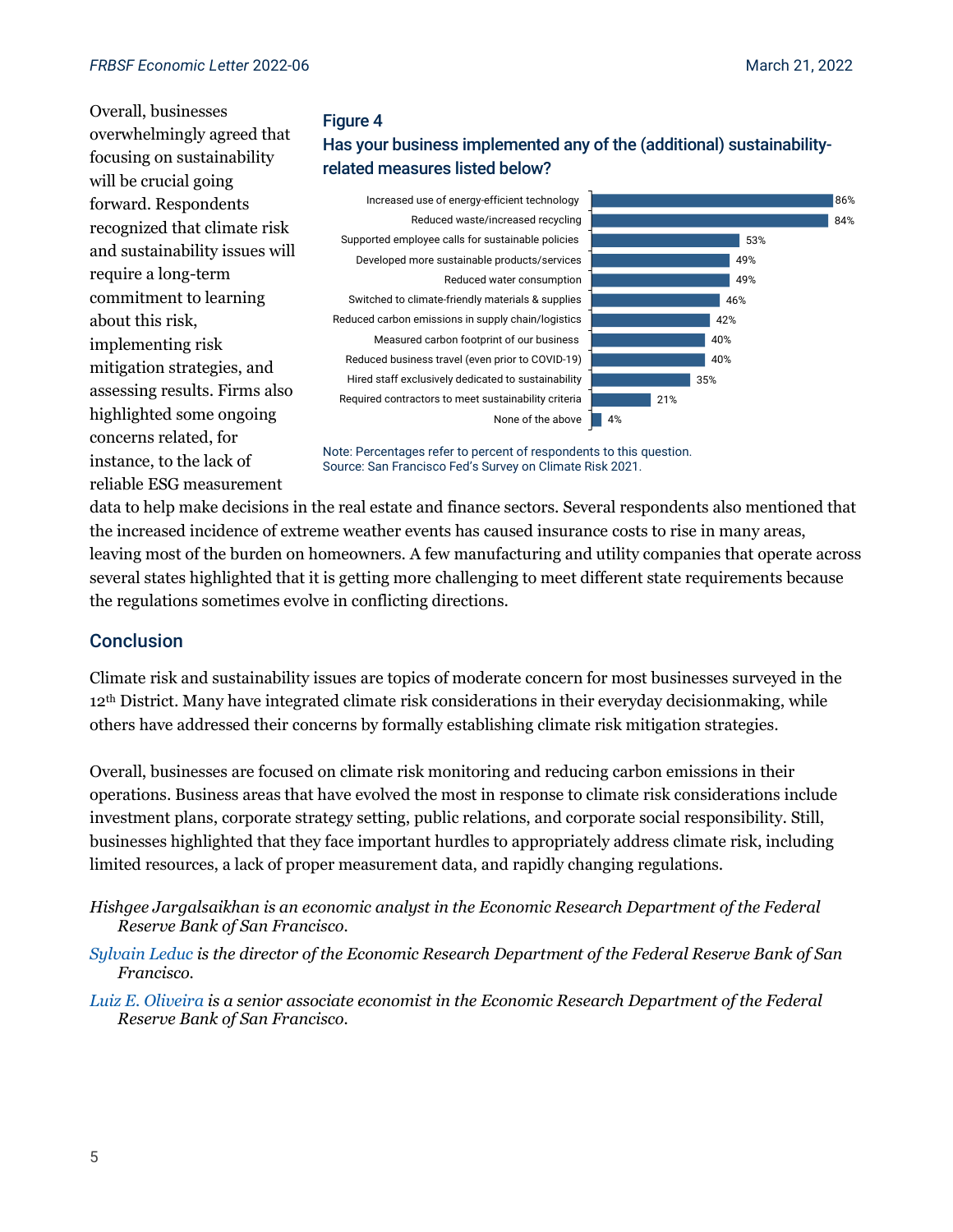**Figure 4**

**Has your business implemented any of the (additional) sustainability-related measures listed below?**

| Measure | Percent |
|---|---|
| Increased use of energy-efficient technology | 86% |
| Reduced waste/increased recycling | 84% |
| Supported employee calls for sustainable policies | 53% |
| Developed more sustainable products/services | 49% |
| Reduced water consumption | 49% |
| Switched to climate-friendly materials & supplies | 46% |
| Reduced carbon emissions in supply chain/logistics | 42% |
| Measured carbon footprint of our business | 40% |
| Reduced business travel (even prior to COVID-19) | 40% |
| Hired staff exclusively dedicated to sustainability | 35% |
| Required contractors to meet sustainability criteria | 21% |
| None of the above | 4% |

Note: Percentages refer to percent of respondents to this question.
Source: San Francisco Fed's Survey on Climate Risk 2021.

Overall, businesses overwhelmingly agreed that focusing on sustainability will be crucial going forward. Respondents recognized that climate risk and sustainability issues will require a long-term commitment to learning about this risk, implementing risk mitigation strategies, and assessing results. Firms also highlighted some ongoing concerns related, for instance, to the lack of reliable ESG measurement data to help make decisions in the real estate and finance sectors. Several respondents also mentioned that the increased incidence of extreme weather events has caused insurance costs to rise in many areas, leaving most of the burden on homeowners. A few manufacturing and utility companies that operate across several states highlighted that it is getting more challenging to meet different state requirements because the regulations sometimes evolve in conflicting directions.

## Conclusion

Climate risk and sustainability issues are topics of moderate concern for most businesses surveyed in the 12th District. Many have integrated climate risk considerations in their everyday decisionmaking, while others have addressed their concerns by formally establishing climate risk mitigation strategies.

Overall, businesses are focused on climate risk monitoring and reducing carbon emissions in their operations. Business areas that have evolved the most in response to climate risk considerations include investment plans, corporate strategy setting, public relations, and corporate social responsibility. Still, businesses highlighted that they face important hurdles to appropriately address climate risk, including limited resources, a lack of proper measurement data, and rapidly changing regulations.

*Hishgee Jargalsaikhan is an economic analyst in the Economic Research Department of the Federal Reserve Bank of San Francisco.*

*Sylvain Leduc is the director of the Economic Research Department of the Federal Reserve Bank of San Francisco.*

*Luiz E. Oliveira is a senior associate economist in the Economic Research Department of the Federal Reserve Bank of San Francisco.*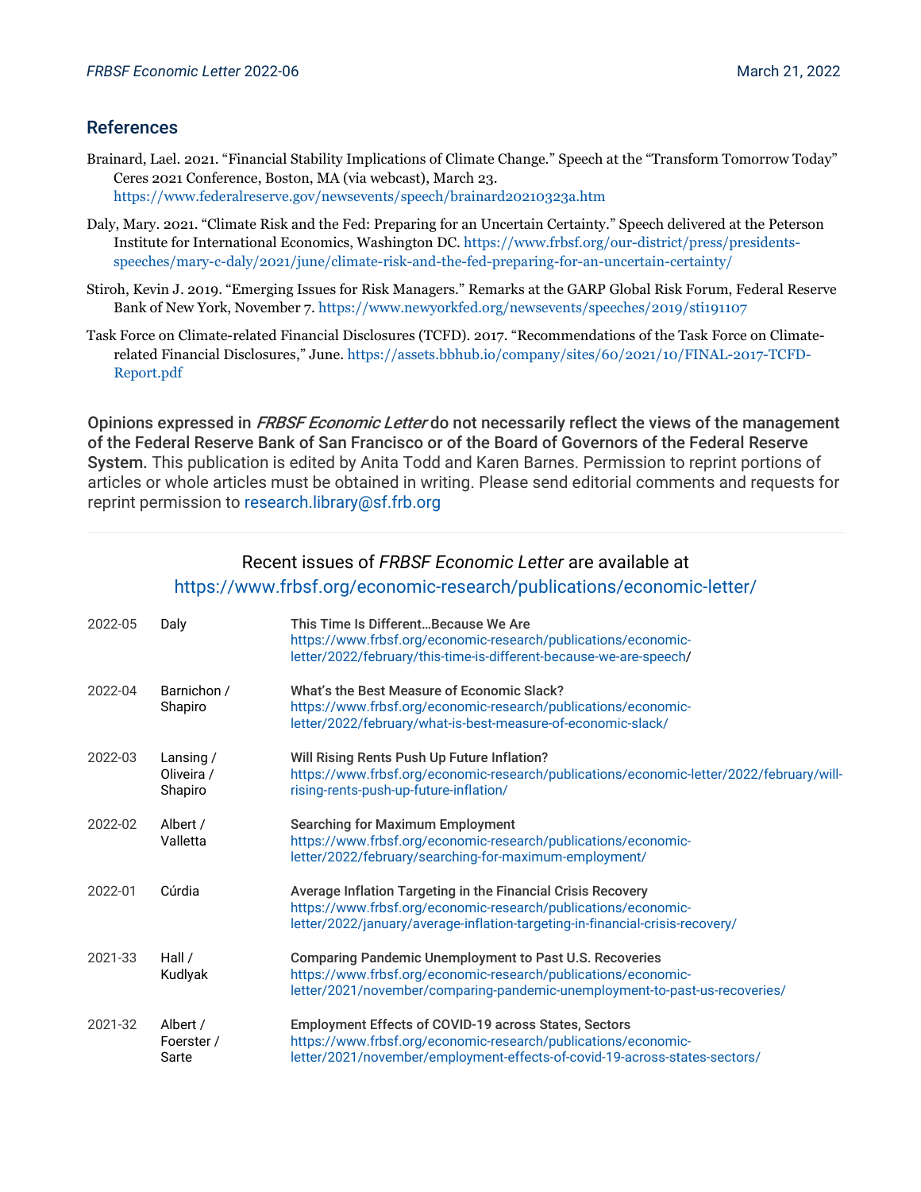## References

Brainard, Lael. 2021. "Financial Stability Implications of Climate Change." Speech at the "Transform Tomorrow Today" Ceres 2021 Conference, Boston, MA (via webcast), March 23. https://www.federalreserve.gov/newsevents/speech/brainard20210323a.htm

Daly, Mary. 2021. "Climate Risk and the Fed: Preparing for an Uncertain Certainty." Speech delivered at the Peterson Institute for International Economics, Washington DC. https://www.frbsf.org/our-district/press/presidents-speeches/mary-c-daly/2021/june/climate-risk-and-the-fed-preparing-for-an-uncertain-certainty/

Stiroh, Kevin J. 2019. "Emerging Issues for Risk Managers." Remarks at the GARP Global Risk Forum, Federal Reserve Bank of New York, November 7. https://www.newyorkfed.org/newsevents/speeches/2019/sti191107

Task Force on Climate-related Financial Disclosures (TCFD). 2017. "Recommendations of the Task Force on Climate-related Financial Disclosures," June. https://assets.bbhub.io/company/sites/60/2021/10/FINAL-2017-TCFD-Report.pdf

**Opinions expressed in *FRBSF Economic Letter* do not necessarily reflect the views of the management of the Federal Reserve Bank of San Francisco or of the Board of Governors of the Federal Reserve System.** This publication is edited by Anita Todd and Karen Barnes. Permission to reprint portions of articles or whole articles must be obtained in writing. Please send editorial comments and requests for reprint permission to research.library@sf.frb.org

Recent issues of *FRBSF Economic Letter* are available at
https://www.frbsf.org/economic-research/publications/economic-letter/

| | | |
|---|---|---|
| 2022-05 | Daly | **This Time Is Different…Because We Are** https://www.frbsf.org/economic-research/publications/economic-letter/2022/february/this-time-is-different-because-we-are-speech/ |
| 2022-04 | Barnichon / Shapiro | **What's the Best Measure of Economic Slack?** https://www.frbsf.org/economic-research/publications/economic-letter/2022/february/what-is-best-measure-of-economic-slack/ |
| 2022-03 | Lansing / Oliveira / Shapiro | **Will Rising Rents Push Up Future Inflation?** https://www.frbsf.org/economic-research/publications/economic-letter/2022/february/will-rising-rents-push-up-future-inflation/ |
| 2022-02 | Albert / Valletta | **Searching for Maximum Employment** https://www.frbsf.org/economic-research/publications/economic-letter/2022/february/searching-for-maximum-employment/ |
| 2022-01 | Cúrdia | **Average Inflation Targeting in the Financial Crisis Recovery** https://www.frbsf.org/economic-research/publications/economic-letter/2022/january/average-inflation-targeting-in-financial-crisis-recovery/ |
| 2021-33 | Hall / Kudlyak | **Comparing Pandemic Unemployment to Past U.S. Recoveries** https://www.frbsf.org/economic-research/publications/economic-letter/2021/november/comparing-pandemic-unemployment-to-past-us-recoveries/ |
| 2021-32 | Albert / Foerster / Sarte | **Employment Effects of COVID-19 across States, Sectors** https://www.frbsf.org/economic-research/publications/economic-letter/2021/november/employment-effects-of-covid-19-across-states-sectors/ |